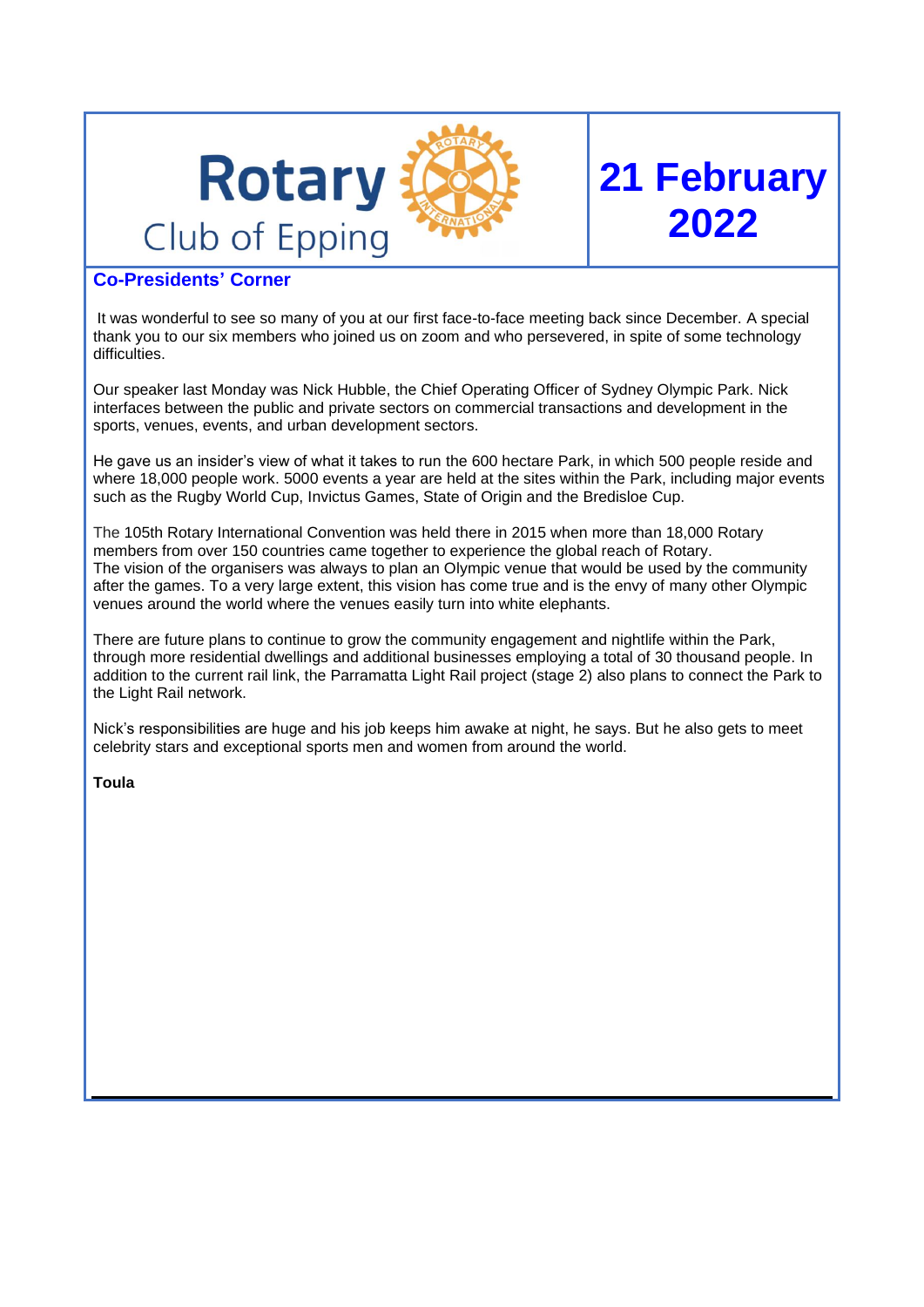# Rotary Club of Epping

# 21 February 2022

## Co-Presidents' Corner

It was wonderful to see so many of you at our first face-to-face meeting back since December. A special thank you to our six members who joined us on zoom and who persevered, in spite of some technology difficulties.

Our speaker last Monday was Nick Hubble, the Chief Operating Officer of Sydney Olympic Park. Nick interfaces between the public and private sectors on commercial transactions and development in the sports, venues, events, and urban development sectors.

He gave us an insider's view of what it takes to run the 600 hectare Park, in which 500 people reside and where 18,000 people work. 5000 events a year are held at the sites within the Park, including major events such as the Rugby World Cup, Invictus Games, State of Origin and the Bredisloe Cup.

The 105th Rotary International Convention was held there in 2015 when more than 18,000 Rotary members from over 150 countries came together to experience the global reach of Rotary.
The vision of the organisers was always to plan an Olympic venue that would be used by the community after the games. To a very large extent, this vision has come true and is the envy of many other Olympic venues around the world where the venues easily turn into white elephants.

There are future plans to continue to grow the community engagement and nightlife within the Park, through more residential dwellings and additional businesses employing a total of 30 thousand people. In addition to the current rail link, the Parramatta Light Rail project (stage 2) also plans to connect the Park to the Light Rail network.

Nick's responsibilities are huge and his job keeps him awake at night, he says. But he also gets to meet celebrity stars and exceptional sports men and women from around the world.

**Toula**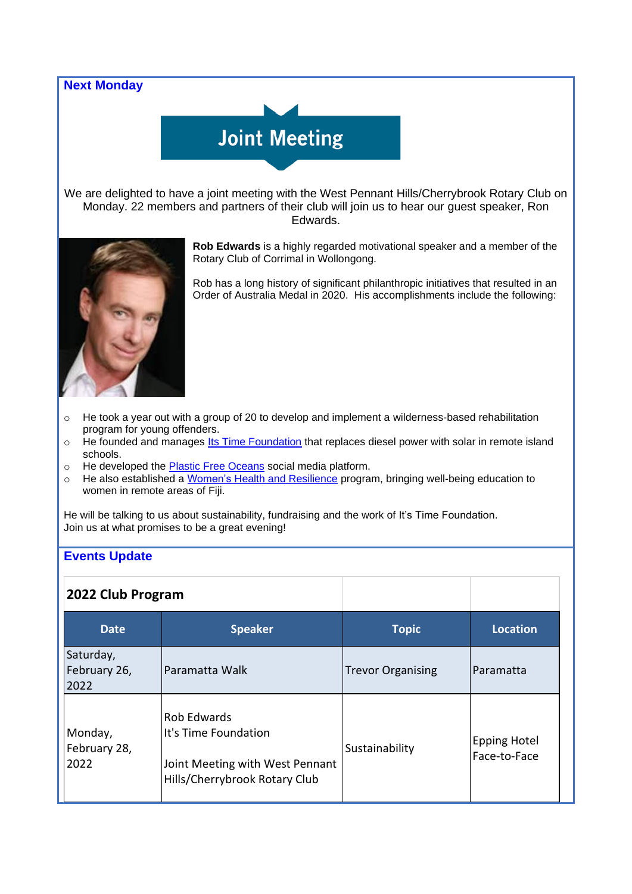## Next Monday

**Joint Meeting**

We are delighted to have a joint meeting with the West Pennant Hills/Cherrybrook Rotary Club on Monday. 22 members and partners of their club will join us to hear our guest speaker, Ron Edwards.

**Rob Edwards** is a highly regarded motivational speaker and a member of the Rotary Club of Corrimal in Wollongong.

Rob has a long history of significant philanthropic initiatives that resulted in an Order of Australia Medal in 2020. His accomplishments include the following:

- He took a year out with a group of 20 to develop and implement a wilderness-based rehabilitation program for young offenders.
- He founded and manages Its Time Foundation that replaces diesel power with solar in remote island schools.
- He developed the Plastic Free Oceans social media platform.
- He also established a Women's Health and Resilience program, bringing well-being education to women in remote areas of Fiji.

He will be talking to us about sustainability, fundraising and the work of It's Time Foundation.
Join us at what promises to be a great evening!

## Events Update

**2022 Club Program**

| Date | Speaker | Topic | Location |
|---|---|---|---|
| Saturday, February 26, 2022 | Paramatta Walk | Trevor Organising | Paramatta |
| Monday, February 28, 2022 | Rob Edwards<br>It's Time Foundation<br><br>Joint Meeting with West Pennant Hills/Cherrybrook Rotary Club | Sustainability | Epping Hotel<br>Face-to-Face |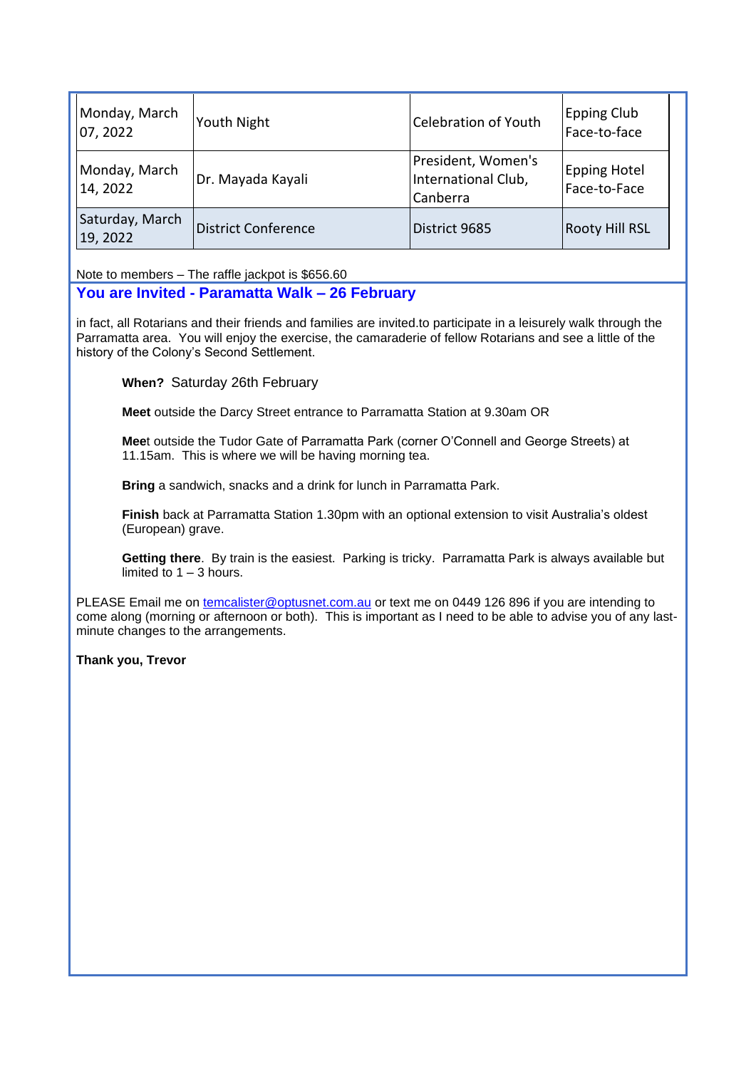| Monday, March 07, 2022 | Youth Night | Celebration of Youth | Epping Club Face-to-face |
|---|---|---|---|
| Monday, March 14, 2022 | Dr. Mayada Kayali | President, Women's International Club, Canberra | Epping Hotel Face-to-Face |
| Saturday, March 19, 2022 | District Conference | District 9685 | Rooty Hill RSL |

Note to members – The raffle jackpot is $656.60

## You are Invited - Paramatta Walk – 26 February

in fact, all Rotarians and their friends and families are invited.to participate in a leisurely walk through the Parramatta area. You will enjoy the exercise, the camaraderie of fellow Rotarians and see a little of the history of the Colony's Second Settlement.

**When?** Saturday 26th February

**Meet** outside the Darcy Street entrance to Parramatta Station at 9.30am OR

**Mee**t outside the Tudor Gate of Parramatta Park (corner O'Connell and George Streets) at 11.15am. This is where we will be having morning tea.

**Bring** a sandwich, snacks and a drink for lunch in Parramatta Park.

**Finish** back at Parramatta Station 1.30pm with an optional extension to visit Australia's oldest (European) grave.

**Getting there**. By train is the easiest. Parking is tricky. Parramatta Park is always available but limited to 1 – 3 hours.

PLEASE Email me on temcalister@optusnet.com.au or text me on 0449 126 896 if you are intending to come along (morning or afternoon or both). This is important as I need to be able to advise you of any last-minute changes to the arrangements.

**Thank you, Trevor**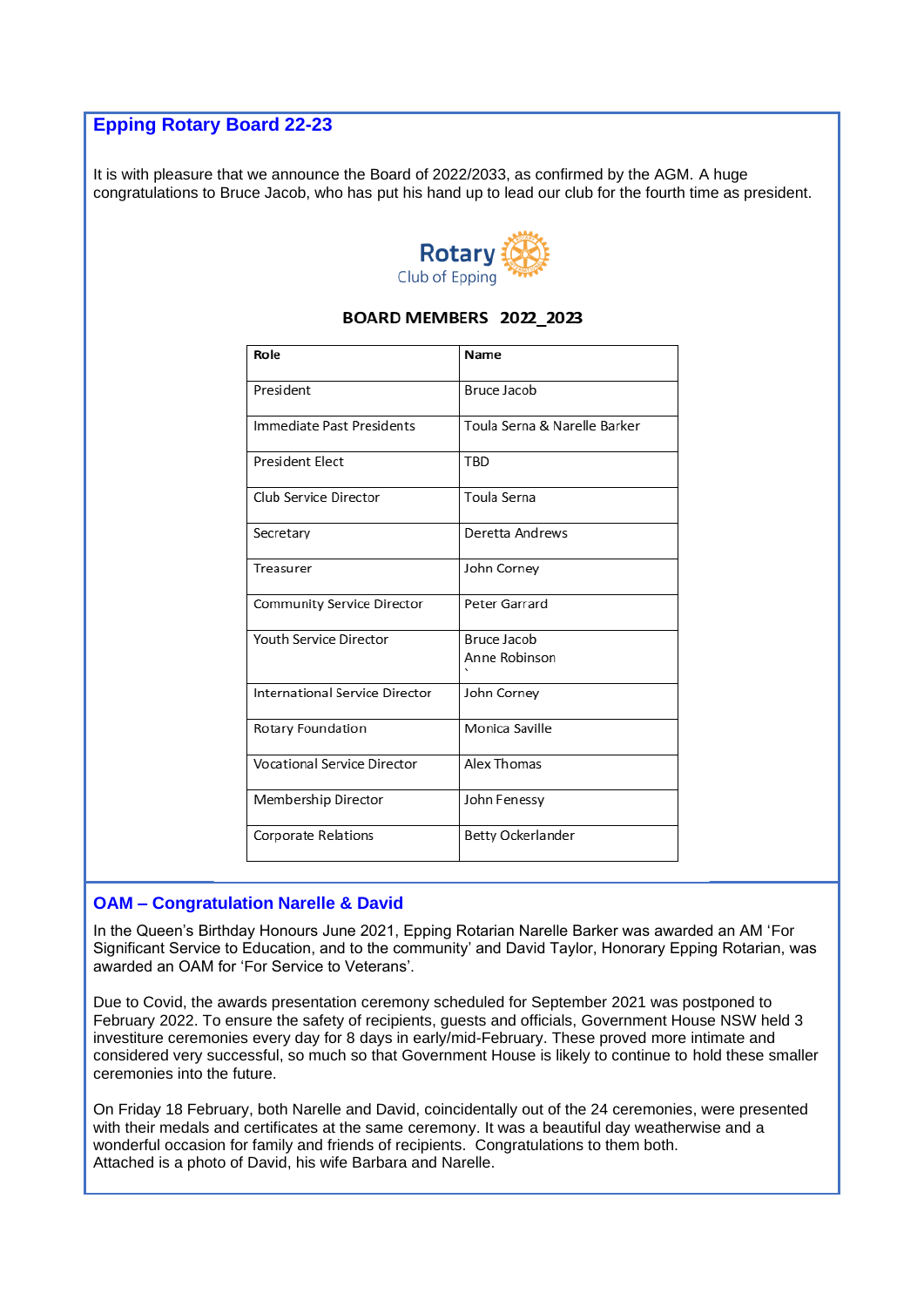## Epping Rotary Board 22-23

It is with pleasure that we announce the Board of 2022/2033, as confirmed by the AGM. A huge congratulations to Bruce Jacob, who has put his hand up to lead our club for the fourth time as president.

Rotary Club of Epping

**BOARD MEMBERS 2022_2023**

| Role | Name |
|---|---|
| President | Bruce Jacob |
| Immediate Past Presidents | Toula Serna & Narelle Barker |
| President Elect | TBD |
| Club Service Director | Toula Serna |
| Secretary | Deretta Andrews |
| Treasurer | John Corney |
| Community Service Director | Peter Garrard |
| Youth Service Director | Bruce Jacob<br>Anne Robinson<br>` |
| International Service Director | John Corney |
| Rotary Foundation | Monica Saville |
| Vocational Service Director | Alex Thomas |
| Membership Director | John Fenessy |
| Corporate Relations | Betty Ockerlander |

## OAM – Congratulation Narelle & David

In the Queen's Birthday Honours June 2021, Epping Rotarian Narelle Barker was awarded an AM 'For Significant Service to Education, and to the community' and David Taylor, Honorary Epping Rotarian, was awarded an OAM for 'For Service to Veterans'.

Due to Covid, the awards presentation ceremony scheduled for September 2021 was postponed to February 2022. To ensure the safety of recipients, guests and officials, Government House NSW held 3 investiture ceremonies every day for 8 days in early/mid-February. These proved more intimate and considered very successful, so much so that Government House is likely to continue to hold these smaller ceremonies into the future.

On Friday 18 February, both Narelle and David, coincidentally out of the 24 ceremonies, were presented with their medals and certificates at the same ceremony. It was a beautiful day weatherwise and a wonderful occasion for family and friends of recipients. Congratulations to them both.
Attached is a photo of David, his wife Barbara and Narelle.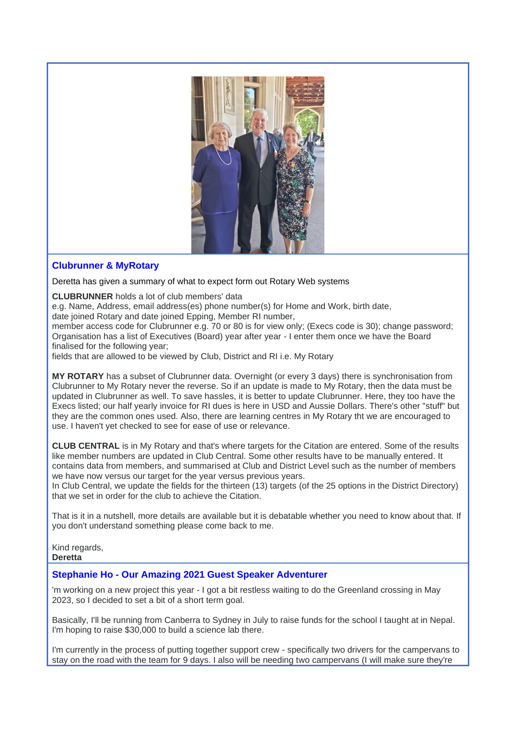## Clubrunner & MyRotary

Deretta has given a summary of what to expect form out Rotary Web systems

**CLUBRUNNER** holds a lot of club members' data
e.g. Name, Address, email address(es) phone number(s) for Home and Work, birth date,
date joined Rotary and date joined Epping, Member RI number,
member access code for Clubrunner e.g. 70 or 80 is for view only; (Execs code is 30); change password;
Organisation has a list of Executives (Board) year after year - I enter them once we have the Board finalised for the following year;
fields that are allowed to be viewed by Club, District and RI i.e. My Rotary

**MY ROTARY** has a subset of Clubrunner data. Overnight (or every 3 days) there is synchronisation from Clubrunner to My Rotary never the reverse. So if an update is made to My Rotary, then the data must be updated in Clubrunner as well. To save hassles, it is better to update Clubrunner. Here, they too have the Execs listed; our half yearly invoice for RI dues is here in USD and Aussie Dollars. There's other "stuff" but they are the common ones used. Also, there are learning centres in My Rotary tht we are encouraged to use. I haven't yet checked to see for ease of use or relevance.

**CLUB CENTRAL** is in My Rotary and that's where targets for the Citation are entered. Some of the results like member numbers are updated in Club Central. Some other results have to be manually entered. It contains data from members, and summarised at Club and District Level such as the number of members we have now versus our target for the year versus previous years.
In Club Central, we update the fields for the thirteen (13) targets (of the 25 options in the District Directory) that we set in order for the club to achieve the Citation.

That is it in a nutshell, more details are available but it is debatable whether you need to know about that. If you don't understand something please come back to me.

Kind regards,
**Deretta**

## Stephanie Ho - Our Amazing 2021 Guest Speaker Adventurer

'm working on a new project this year - I got a bit restless waiting to do the Greenland crossing in May 2023, so I decided to set a bit of a short term goal.

Basically, I'll be running from Canberra to Sydney in July to raise funds for the school I taught at in Nepal. I'm hoping to raise $30,000 to build a science lab there.

I'm currently in the process of putting together support crew - specifically two drivers for the campervans to stay on the road with the team for 9 days. I also will be needing two campervans (I will make sure they're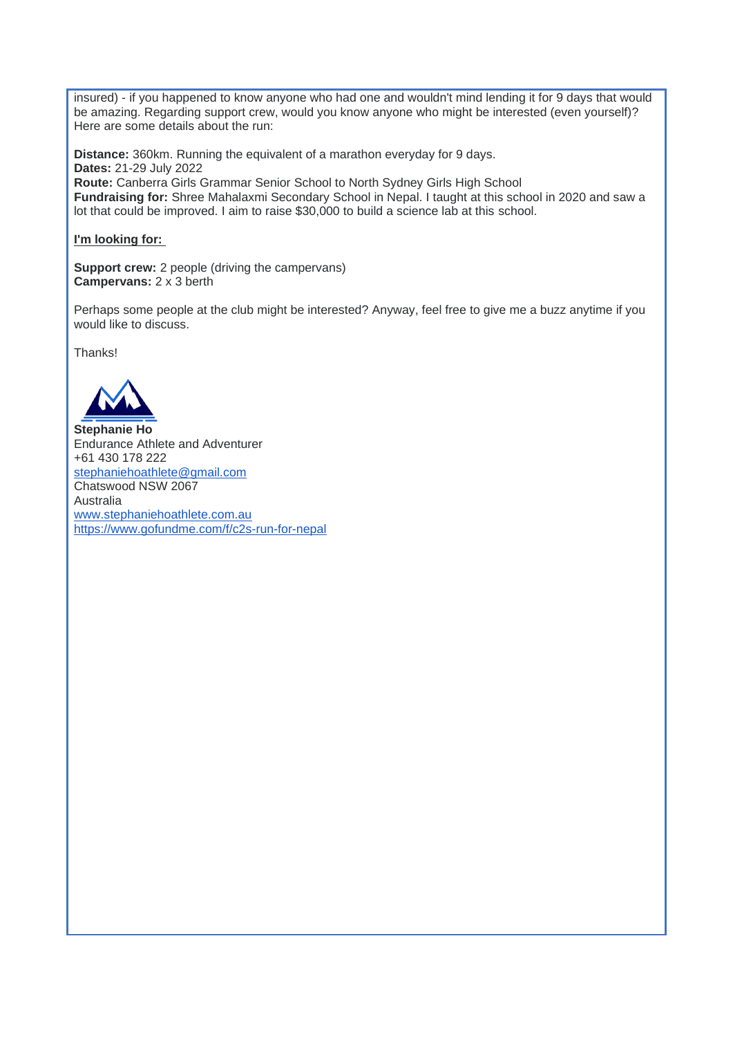insured) - if you happened to know anyone who had one and wouldn't mind lending it for 9 days that would be amazing. Regarding support crew, would you know anyone who might be interested (even yourself)? Here are some details about the run:

**Distance:** 360km. Running the equivalent of a marathon everyday for 9 days.
**Dates:** 21-29 July 2022
**Route:** Canberra Girls Grammar Senior School to North Sydney Girls High School
**Fundraising for:** Shree Mahalaxmi Secondary School in Nepal. I taught at this school in 2020 and saw a lot that could be improved. I aim to raise $30,000 to build a science lab at this school.

**I'm looking for:**

**Support crew:** 2 people (driving the campervans)
**Campervans:** 2 x 3 berth

Perhaps some people at the club might be interested? Anyway, feel free to give me a buzz anytime if you would like to discuss.

Thanks!

**Stephanie Ho**
Endurance Athlete and Adventurer
+61 430 178 222
stephaniehoathlete@gmail.com
Chatswood NSW 2067
Australia
www.stephaniehoathlete.com.au
https://www.gofundme.com/f/c2s-run-for-nepal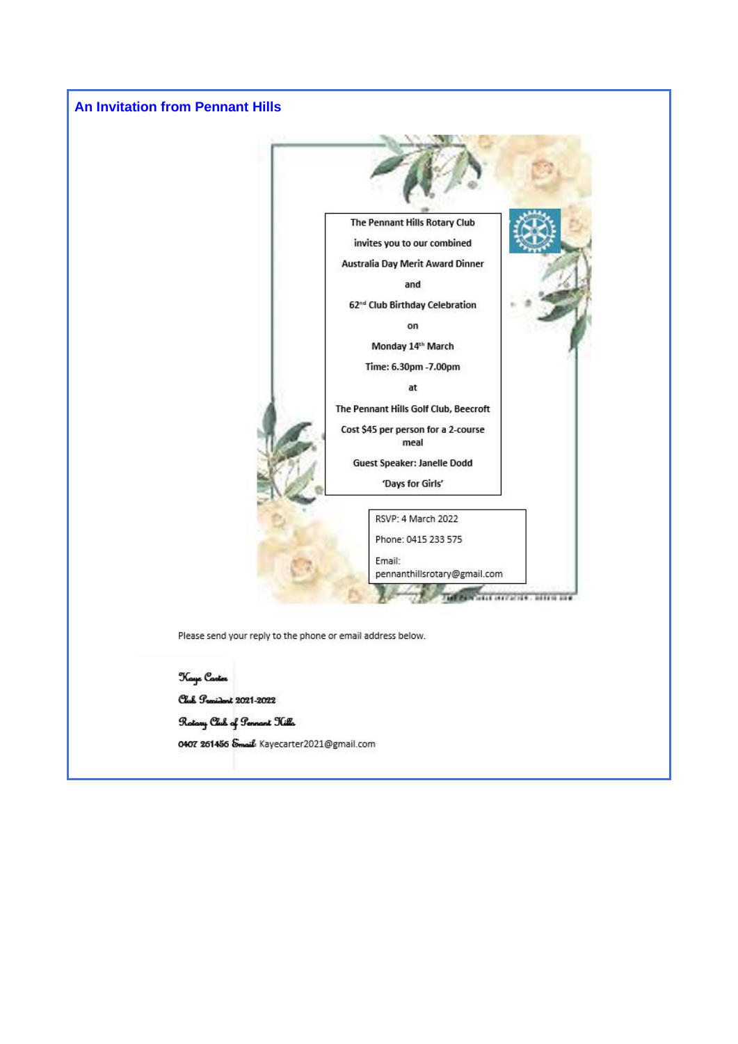## An Invitation from Pennant Hills

The Pennant Hills Rotary Club

invites you to our combined

Australia Day Merit Award Dinner

and

62nd Club Birthday Celebration

on

Monday 14th March

Time: 6.30pm -7.00pm

at

The Pennant Hills Golf Club, Beecroft

Cost $45 per person for a 2-course meal

Guest Speaker: Janelle Dodd

'Days for Girls'

RSVP: 4 March 2022

Phone: 0415 233 575

Email: pennanthillsrotary@gmail.com

Please send your reply to the phone or email address below.

*Kaye Carter*

*Club President 2021-2022*

*Rotary Club of Pennant Hills*

0407 261456 *Email:* Kayecarter2021@gmail.com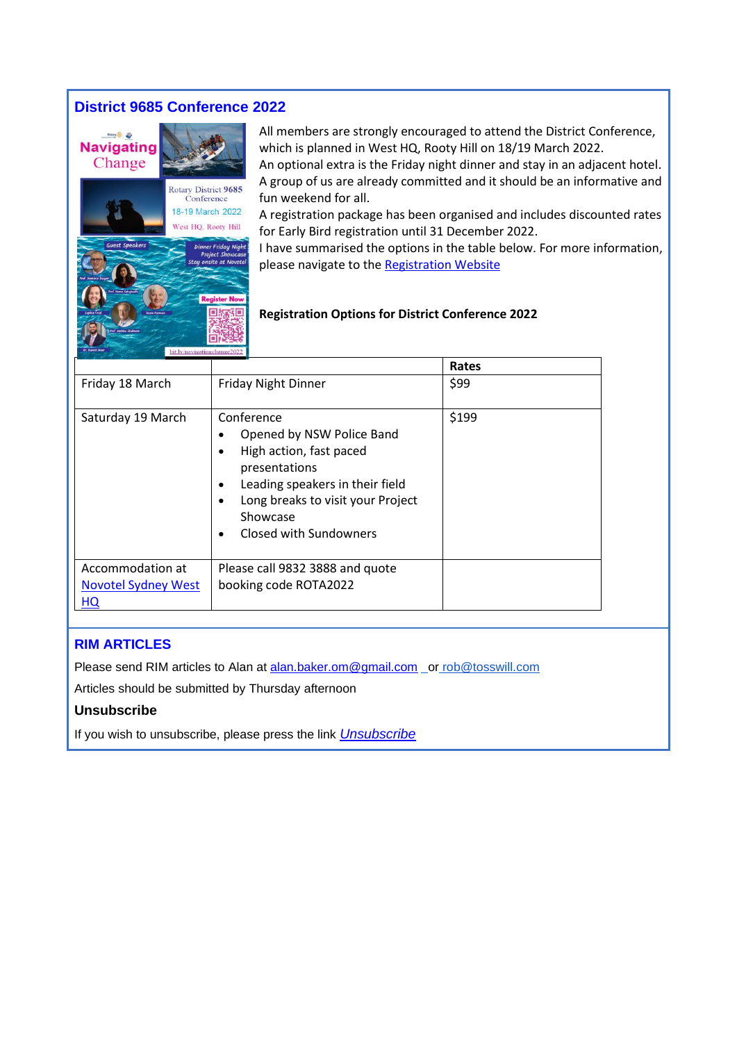## District 9685 Conference 2022

All members are strongly encouraged to attend the District Conference, which is planned in West HQ, Rooty Hill on 18/19 March 2022.
An optional extra is the Friday night dinner and stay in an adjacent hotel.
A group of us are already committed and it should be an informative and fun weekend for all.
A registration package has been organised and includes discounted rates for Early Bird registration until 31 December 2022.
I have summarised the options in the table below. For more information, please navigate to the Registration Website

**Registration Options for District Conference 2022**

| | | Rates |
|---|---|---|
| Friday 18 March | Friday Night Dinner | $99 |
| Saturday 19 March | Conference<br>• Opened by NSW Police Band<br>• High action, fast paced presentations<br>• Leading speakers in their field<br>• Long breaks to visit your Project Showcase<br>• Closed with Sundowners | $199 |
| Accommodation at Novotel Sydney West HQ | Please call 9832 3888 and quote booking code ROTA2022 | |

## RIM ARTICLES

Please send RIM articles to Alan at alan.baker.om@gmail.com or rob@tosswill.com

Articles should be submitted by Thursday afternoon

### Unsubscribe

If you wish to unsubscribe, please press the link *Unsubscribe*